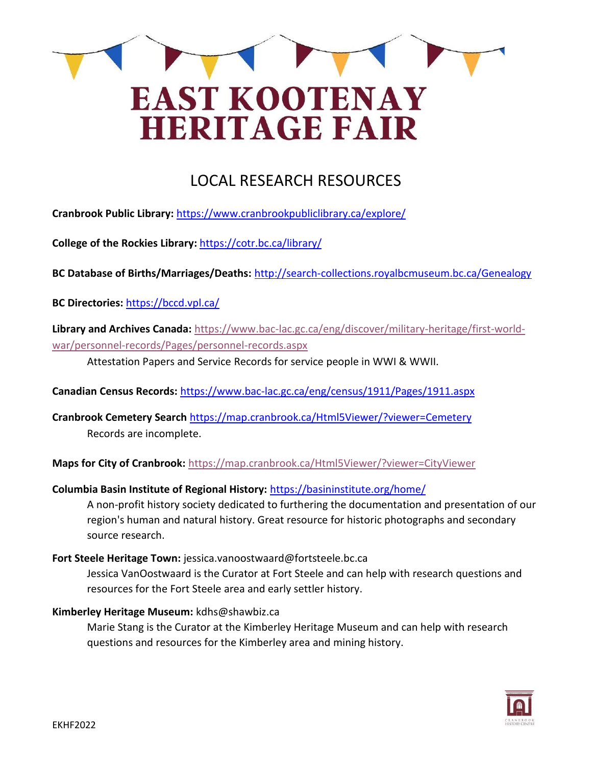# EAST KOOTENAY HERITAGE FAIR

## LOCAL RESEARCH RESOURCES

**Cranbrook Public Library:** https://www.cranbrookpubliclibrary.ca/explore/

**College of the Rockies Library:** https://cotr.bc.ca/library/

**BC Database of Births/Marriages/Deaths:** http://search-collections.royalbcmuseum.bc.ca/Genealogy

**BC Directories:** https://bccd.vpl.ca/

**Library and Archives Canada:** https://www.bac-lac.gc.ca/eng/discover/military-heritage/first-world-war/personnel-records/Pages/personnel-records.aspx

Attestation Papers and Service Records for service people in WWI & WWII.

**Canadian Census Records:** https://www.bac-lac.gc.ca/eng/census/1911/Pages/1911.aspx

**Cranbrook Cemetery Search** https://map.cranbrook.ca/Html5Viewer/?viewer=Cemetery

Records are incomplete.

**Maps for City of Cranbrook:** https://map.cranbrook.ca/Html5Viewer/?viewer=CityViewer

**Columbia Basin Institute of Regional History:** https://basininstitute.org/home/

A non-profit history society dedicated to furthering the documentation and presentation of our region's human and natural history. Great resource for historic photographs and secondary source research.

**Fort Steele Heritage Town:** jessica.vanoostwaard@fortsteele.bc.ca

Jessica VanOostwaard is the Curator at Fort Steele and can help with research questions and resources for the Fort Steele area and early settler history.

**Kimberley Heritage Museum:** kdhs@shawbiz.ca

Marie Stang is the Curator at the Kimberley Heritage Museum and can help with research questions and resources for the Kimberley area and mining history.

EKHF2022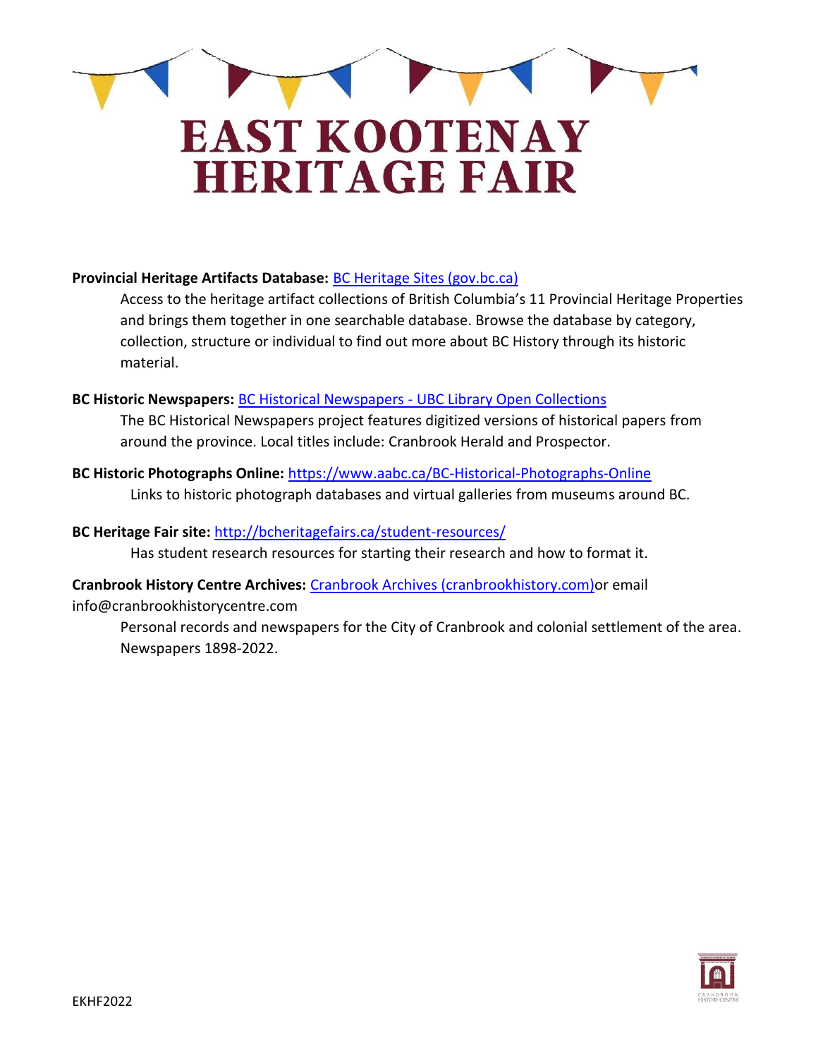# EAST KOOTENAY HERITAGE FAIR

**Provincial Heritage Artifacts Database:** BC Heritage Sites (gov.bc.ca)

Access to the heritage artifact collections of British Columbia's 11 Provincial Heritage Properties and brings them together in one searchable database. Browse the database by category, collection, structure or individual to find out more about BC History through its historic material.

**BC Historic Newspapers:** BC Historical Newspapers - UBC Library Open Collections

The BC Historical Newspapers project features digitized versions of historical papers from around the province. Local titles include: Cranbrook Herald and Prospector.

**BC Historic Photographs Online:** https://www.aabc.ca/BC-Historical-Photographs-Online

Links to historic photograph databases and virtual galleries from museums around BC.

**BC Heritage Fair site:** http://bcheritagefairs.ca/student-resources/

Has student research resources for starting their research and how to format it.

**Cranbrook History Centre Archives:** Cranbrook Archives (cranbrookhistory.com)or email info@cranbrookhistorycentre.com

Personal records and newspapers for the City of Cranbrook and colonial settlement of the area. Newspapers 1898-2022.

EKHF2022